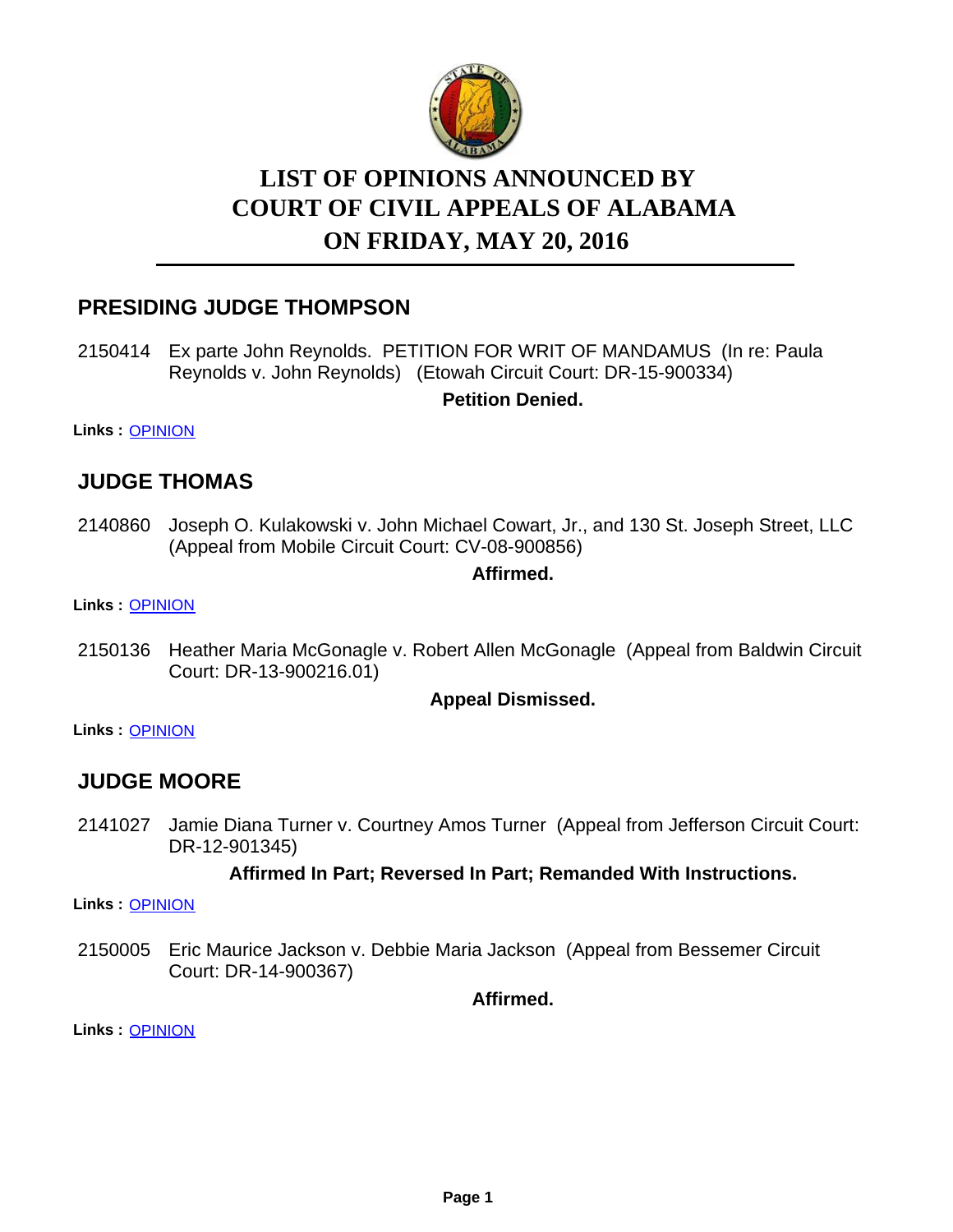# LIST OF OPINIONS ANNOUNCED BY COURT OF CIVIL APPEALS OF ALABAMA ON FRIDAY, MAY 20, 2016

## PRESIDING JUDGE THOMPSON

2150414 Ex parte John Reynolds. PETITION FOR WRIT OF MANDAMUS (In re: Paula Reynolds v. John Reynolds) (Etowah Circuit Court: DR-15-900334)

**Petition Denied.**

**Links :** OPINION

## JUDGE THOMAS

2140860 Joseph O. Kulakowski v. John Michael Cowart, Jr., and 130 St. Joseph Street, LLC (Appeal from Mobile Circuit Court: CV-08-900856)

**Affirmed.**

**Links :** OPINION

2150136 Heather Maria McGonagle v. Robert Allen McGonagle (Appeal from Baldwin Circuit Court: DR-13-900216.01)

**Appeal Dismissed.**

**Links :** OPINION

## JUDGE MOORE

2141027 Jamie Diana Turner v. Courtney Amos Turner (Appeal from Jefferson Circuit Court: DR-12-901345)

**Affirmed In Part; Reversed In Part; Remanded With Instructions.**

**Links :** OPINION

2150005 Eric Maurice Jackson v. Debbie Maria Jackson (Appeal from Bessemer Circuit Court: DR-14-900367)

**Affirmed.**

**Links :** OPINION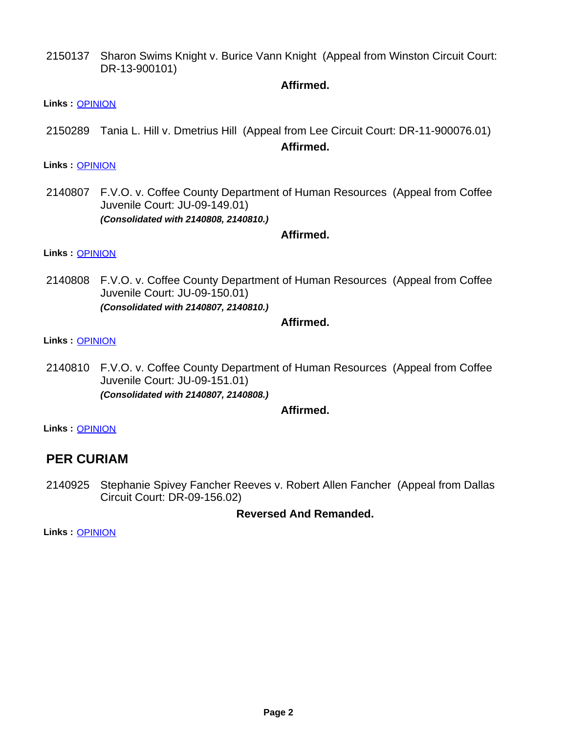2150137 Sharon Swims Knight v. Burice Vann Knight (Appeal from Winston Circuit Court: DR-13-900101)

**Affirmed.**

**Links :** OPINION

2150289 Tania L. Hill v. Dmetrius Hill (Appeal from Lee Circuit Court: DR-11-900076.01)

**Affirmed.**

**Links :** OPINION

2140807 F.V.O. v. Coffee County Department of Human Resources (Appeal from Coffee Juvenile Court: JU-09-149.01)

***(Consolidated with 2140808, 2140810.)***

**Affirmed.**

**Links :** OPINION

2140808 F.V.O. v. Coffee County Department of Human Resources (Appeal from Coffee Juvenile Court: JU-09-150.01)

***(Consolidated with 2140807, 2140810.)***

**Affirmed.**

**Links :** OPINION

2140810 F.V.O. v. Coffee County Department of Human Resources (Appeal from Coffee Juvenile Court: JU-09-151.01)

***(Consolidated with 2140807, 2140808.)***

**Affirmed.**

**Links :** OPINION

## PER CURIAM

2140925 Stephanie Spivey Fancher Reeves v. Robert Allen Fancher (Appeal from Dallas Circuit Court: DR-09-156.02)

**Reversed And Remanded.**

**Links :** OPINION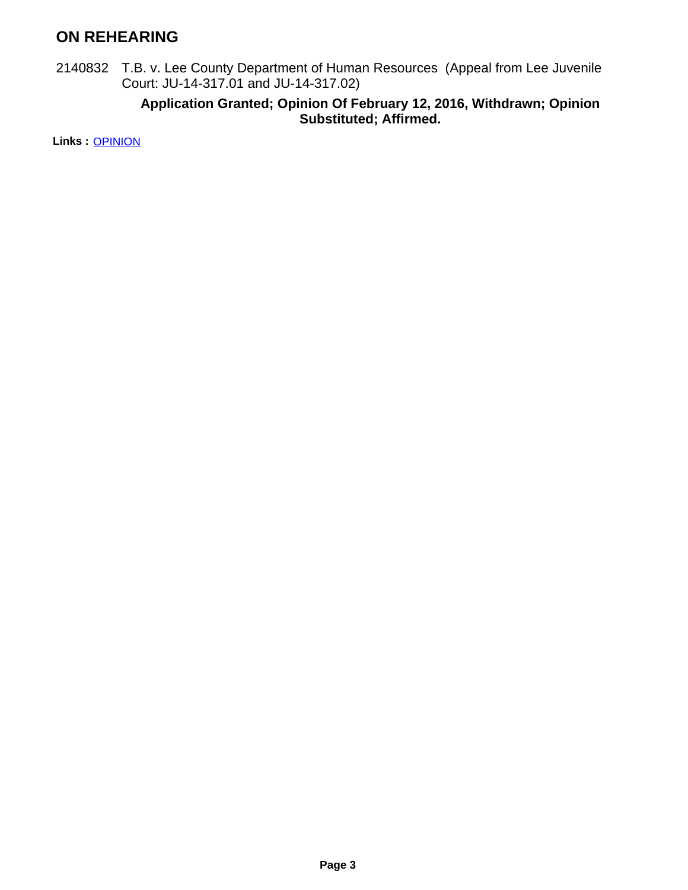## ON REHEARING

2140832 T.B. v. Lee County Department of Human Resources (Appeal from Lee Juvenile Court: JU-14-317.01 and JU-14-317.02)

**Application Granted; Opinion Of February 12, 2016, Withdrawn; Opinion Substituted; Affirmed.**

**Links :** OPINION